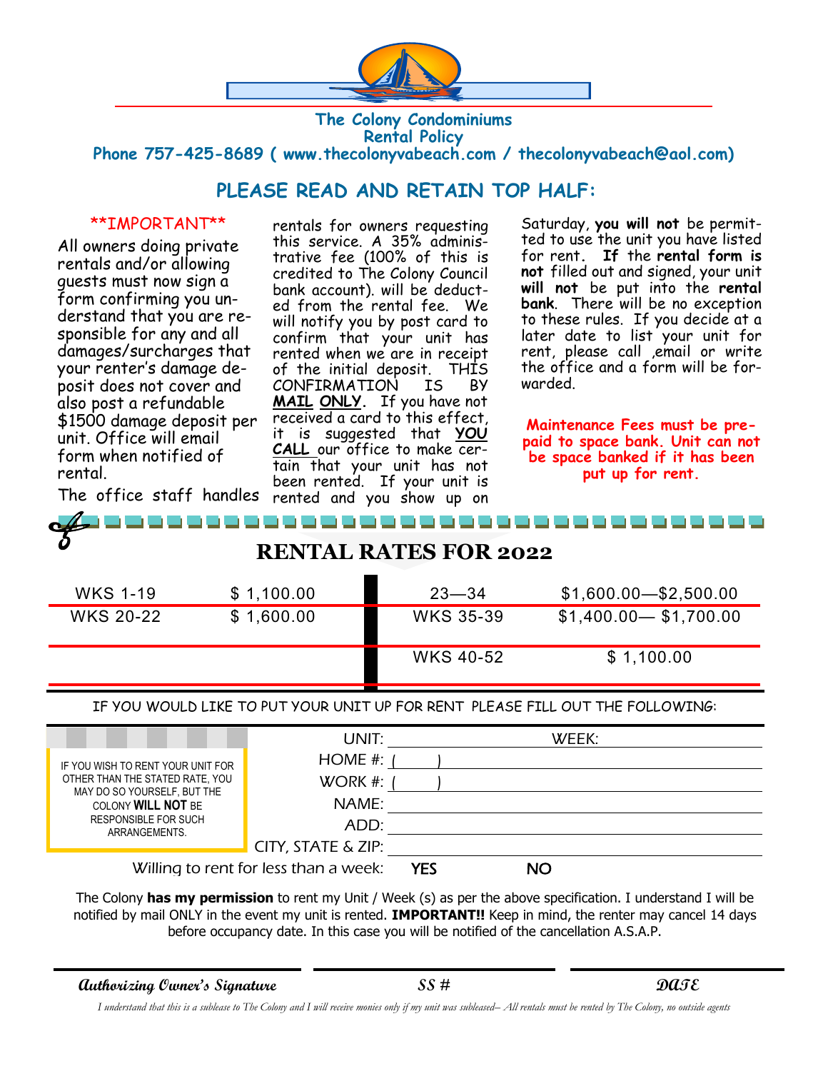# The Colony Condominiums
## Rental Policy

**Phone 757-425-8689 ( www.thecolonyvabeach.com / thecolonyvabeach@aol.com)**

## PLEASE READ AND RETAIN TOP HALF:

**\*\*IMPORTANT\*\***

All owners doing private rentals and/or allowing guests must now sign a form confirming you understand that you are responsible for any and all damages/surcharges that your renter's damage deposit does not cover and also post a refundable $1500 damage deposit per unit. Office will email form when notified of rental.

The office staff handles rentals for owners requesting this service. A 35% administrative fee (100% of this is credited to The Colony Council bank account). will be deducted from the rental fee. We will notify you by post card to confirm that your unit has rented when we are in receipt of the initial deposit. THIS CONFIRMATION IS BY **MAIL ONLY**. If you have not received a card to this effect, it is suggested that **YOU CALL** our office to make certain that your unit has not been rented. If your unit is rented and you show up on Saturday, **you will not** be permitted to use the unit you have listed for rent. **If** the **rental form is not** filled out and signed, your unit **will not** be put into the **rental bank**. There will be no exception to these rules. If you decide at a later date to list your unit for rent, please call ,email or write the office and a form will be forwarded.

**Maintenance Fees must be pre-paid to space bank. Unit can not be space banked if it has been put up for rent.**

---

## RENTAL RATES FOR 2022

| | | | |
|---|---|---|---|
| WKS 1-19 | $ 1,100.00 | 23—34 | $1,600.00—$2,500.00 |
| WKS 20-22 | $ 1,600.00 | WKS 35-39 | $1,400.00— $1,700.00 |
| | | WKS 40-52 | $ 1,100.00 |

IF YOU WOULD LIKE TO PUT YOUR UNIT UP FOR RENT PLEASE FILL OUT THE FOLLOWING:

IF YOU WISH TO RENT YOUR UNIT FOR OTHER THAN THE STATED RATE, YOU MAY DO SO YOURSELF, BUT THE COLONY **WILL NOT** BE RESPONSIBLE FOR SUCH ARRANGEMENTS.

UNIT: ____________ WEEK: ____________

HOME #: ( ) ____________

WORK #: ( ) ____________

NAME: ____________

ADD: ____________

CITY, STATE & ZIP: ____________

Willing to rent for less than a week: YES NO

The Colony **has my permission** to rent my Unit / Week (s) as per the above specification. I understand I will be notified by mail ONLY in the event my unit is rented. **IMPORTANT!!** Keep in mind, the renter may cancel 14 days before occupancy date. In this case you will be notified of the cancellation A.S.A.P.

| *Authorizing Owner's Signature* | *SS #* | *DATE* |
|---|---|---|
| | | |

*I understand that this is a sublease to The Colony and I will receive monies only if my unit was subleased– All rentals must be rented by The Colony, no outside agents*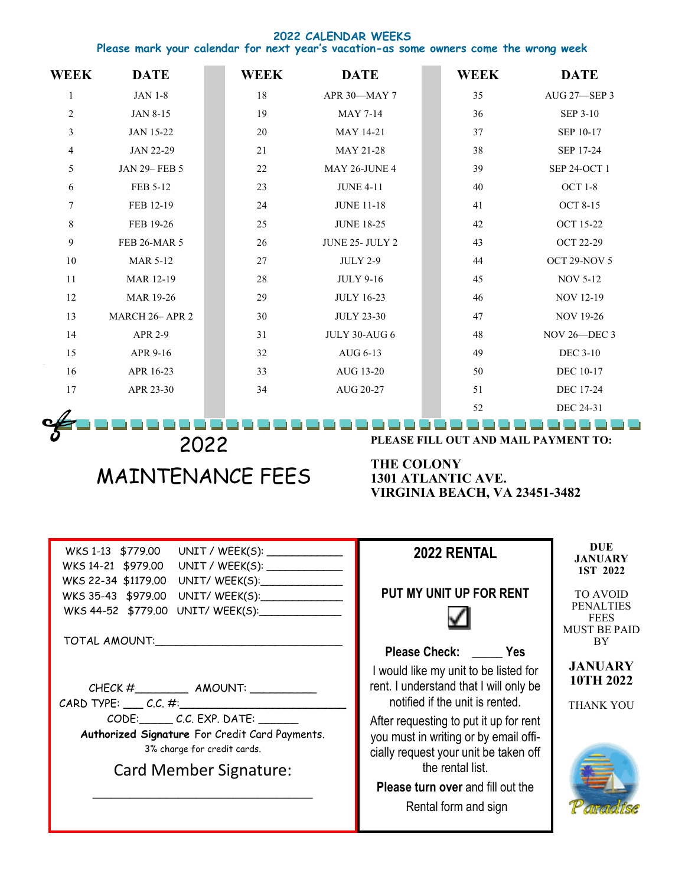## 2022 CALENDAR WEEKS

**Please mark your calendar for next year's vacation-as some owners come the wrong week**

| WEEK | DATE | WEEK | DATE | WEEK | DATE |
|---|---|---|---|---|---|
| 1 | JAN 1-8 | 18 | APR 30—MAY 7 | 35 | AUG 27—SEP 3 |
| 2 | JAN 8-15 | 19 | MAY 7-14 | 36 | SEP 3-10 |
| 3 | JAN 15-22 | 20 | MAY 14-21 | 37 | SEP 10-17 |
| 4 | JAN 22-29 | 21 | MAY 21-28 | 38 | SEP 17-24 |
| 5 | JAN 29– FEB 5 | 22 | MAY 26-JUNE 4 | 39 | SEP 24-OCT 1 |
| 6 | FEB 5-12 | 23 | JUNE 4-11 | 40 | OCT 1-8 |
| 7 | FEB 12-19 | 24 | JUNE 11-18 | 41 | OCT 8-15 |
| 8 | FEB 19-26 | 25 | JUNE 18-25 | 42 | OCT 15-22 |
| 9 | FEB 26-MAR 5 | 26 | JUNE 25- JULY 2 | 43 | OCT 22-29 |
| 10 | MAR 5-12 | 27 | JULY 2-9 | 44 | OCT 29-NOV 5 |
| 11 | MAR 12-19 | 28 | JULY 9-16 | 45 | NOV 5-12 |
| 12 | MAR 19-26 | 29 | JULY 16-23 | 46 | NOV 12-19 |
| 13 | MARCH 26– APR 2 | 30 | JULY 23-30 | 47 | NOV 19-26 |
| 14 | APR 2-9 | 31 | JULY 30-AUG 6 | 48 | NOV 26—DEC 3 |
| 15 | APR 9-16 | 32 | AUG 6-13 | 49 | DEC 3-10 |
| 16 | APR 16-23 | 33 | AUG 13-20 | 50 | DEC 10-17 |
| 17 | APR 23-30 | 34 | AUG 20-27 | 51 | DEC 17-24 |
| | | | | 52 | DEC 24-31 |

# 2022 MAINTENANCE FEES

**PLEASE FILL OUT AND MAIL PAYMENT TO:**

**THE COLONY**
**1301 ATLANTIC AVE.**
**VIRGINIA BEACH, VA 23451-3482**

WKS 1-13 $779.00 UNIT / WEEK(S): ____________
WKS 14-21 $979.00 UNIT / WEEK(S): ____________
WKS 22-34 $1179.00 UNIT/ WEEK(S):____________
WKS 35-43 $979.00 UNIT/ WEEK(S):____________
WKS 44-52 $779.00 UNIT/ WEEK(S):____________

TOTAL AMOUNT:______________________________

CHECK #________ AMOUNT: __________
CARD TYPE: ___ C.C. #:_________________________
CODE:_____ C.C. EXP. DATE: ______
**Authorized Signature** For Credit Card Payments.
3% charge for credit cards.

Card Member Signature:

________________________________

## 2022 RENTAL

**PUT MY UNIT UP FOR RENT**

☑

**Please Check:** _____ **Yes**

I would like my unit to be listed for rent. I understand that I will only be notified if the unit is rented.

After requesting to put it up for rent you must in writing or by email officially request your unit be taken off the rental list.

**Please turn over** and fill out the Rental form and sign

**DUE JANUARY 1ST 2022**

TO AVOID PENALTIES FEES MUST BE PAID BY

**JANUARY 10TH 2022**

THANK YOU

Paradise